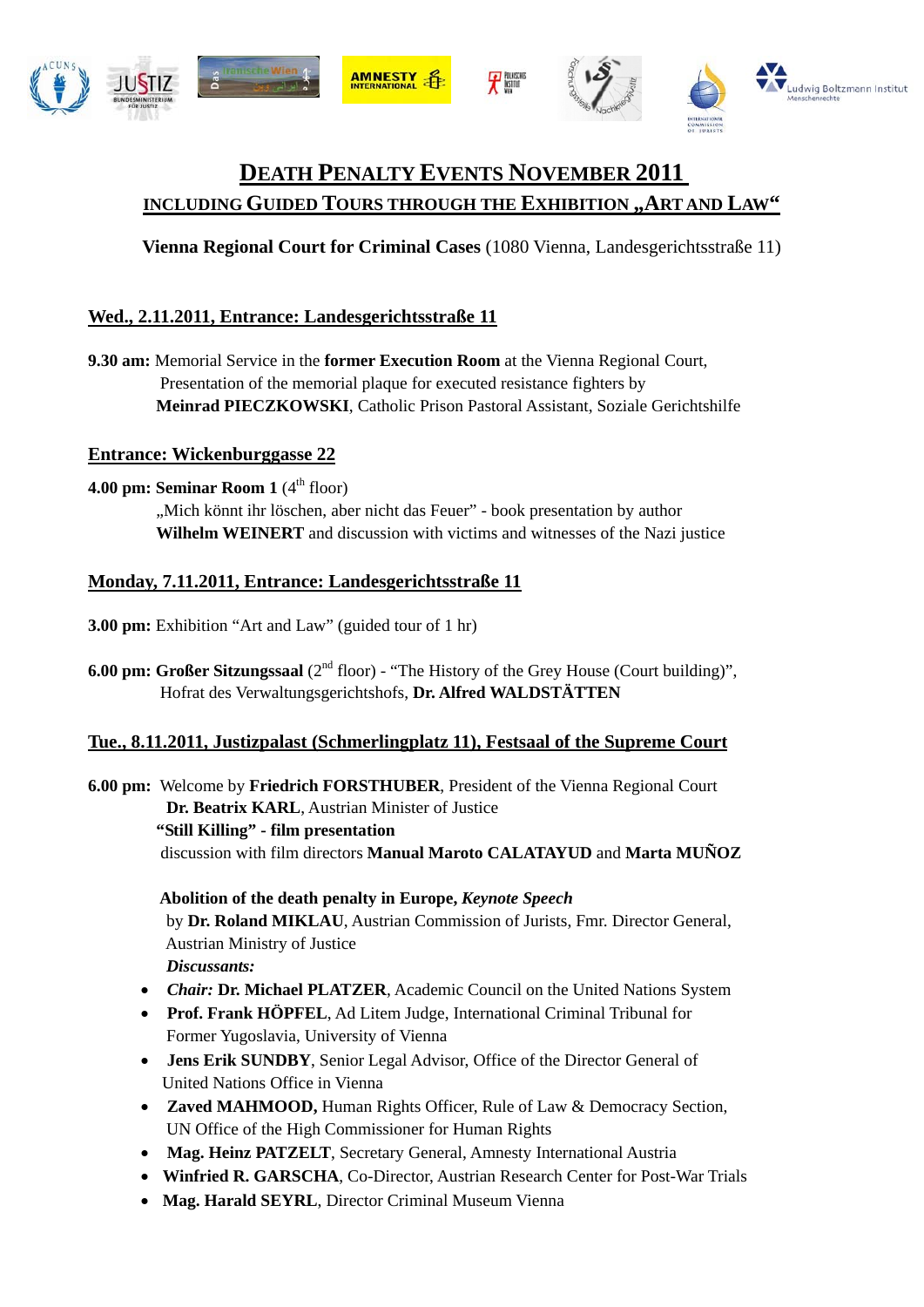# DEATH PENALTY EVENTS NOVEMBER 2011

## INCLUDING GUIDED TOURS THROUGH THE EXHIBITION „ART AND LAW"

**Vienna Regional Court for Criminal Cases** (1080 Vienna, Landesgerichtsstraße 11)

### Wed., 2.11.2011, Entrance: Landesgerichtsstraße 11

**9.30 am:** Memorial Service in the **former Execution Room** at the Vienna Regional Court, Presentation of the memorial plaque for executed resistance fighters by **Meinrad PIECZKOWSKI**, Catholic Prison Pastoral Assistant, Soziale Gerichtshilfe

### Entrance: Wickenburggasse 22

**4.00 pm: Seminar Room 1** (4th floor)
„Mich könnt ihr löschen, aber nicht das Feuer" - book presentation by author **Wilhelm WEINERT** and discussion with victims and witnesses of the Nazi justice

### Monday, 7.11.2011, Entrance: Landesgerichtsstraße 11

**3.00 pm:** Exhibition "Art and Law" (guided tour of 1 hr)

**6.00 pm: Großer Sitzungssaal** (2nd floor) - "The History of the Grey House (Court building)", Hofrat des Verwaltungsgerichtshofs, **Dr. Alfred WALDSTÄTTEN**

### Tue., 8.11.2011, Justizpalast (Schmerlingplatz 11), Festsaal of the Supreme Court

**6.00 pm:** Welcome by **Friedrich FORSTHUBER**, President of the Vienna Regional Court
**Dr. Beatrix KARL**, Austrian Minister of Justice
**"Still Killing" - film presentation**
discussion with film directors **Manual Maroto CALATAYUD** and **Marta MUÑOZ**

**Abolition of the death penalty in Europe, *Keynote Speech***
by **Dr. Roland MIKLAU**, Austrian Commission of Jurists, Fmr. Director General, Austrian Ministry of Justice
***Discussants:***

- ***Chair:*** **Dr. Michael PLATZER**, Academic Council on the United Nations System
- **Prof. Frank HÖPFEL**, Ad Litem Judge, International Criminal Tribunal for Former Yugoslavia, University of Vienna
- **Jens Erik SUNDBY**, Senior Legal Advisor, Office of the Director General of United Nations Office in Vienna
- **Zaved MAHMOOD,** Human Rights Officer, Rule of Law & Democracy Section, UN Office of the High Commissioner for Human Rights
- **Mag. Heinz PATZELT**, Secretary General, Amnesty International Austria
- **Winfried R. GARSCHA**, Co-Director, Austrian Research Center for Post-War Trials
- **Mag. Harald SEYRL**, Director Criminal Museum Vienna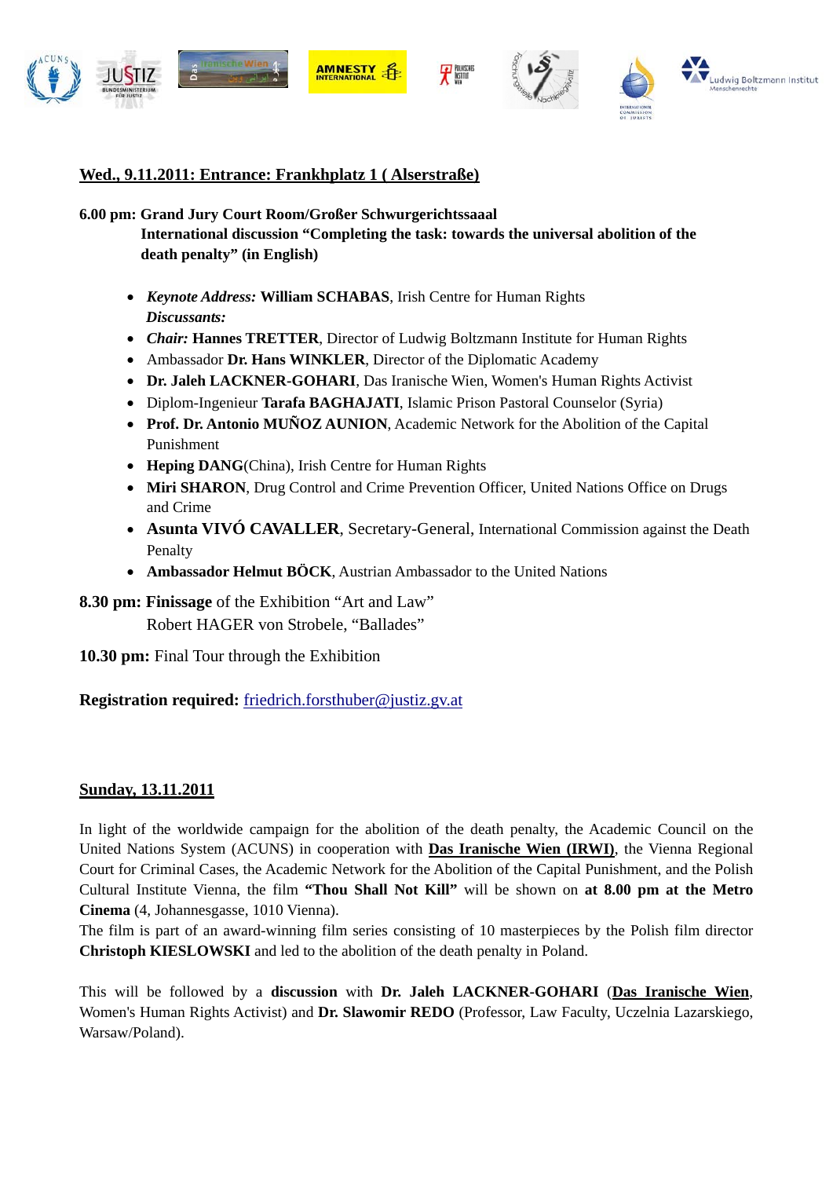**<u>Wed., 9.11.2011: Entrance: Frankhplatz 1 ( Alserstraße)</u>**

**6.00 pm: Grand Jury Court Room/Großer Schwurgerichtssaal**
**International discussion “Completing the task: towards the universal abolition of the death penalty” (in English)**

- ***Keynote Address:*** **William SCHABAS**, Irish Centre for Human Rights
  ***Discussants:***
- ***Chair:*** **Hannes TRETTER**, Director of Ludwig Boltzmann Institute for Human Rights
- Ambassador **Dr. Hans WINKLER**, Director of the Diplomatic Academy
- **Dr. Jaleh LACKNER-GOHARI**, Das Iranische Wien, Women's Human Rights Activist
- Diplom-Ingenieur **Tarafa BAGHAJATI**, Islamic Prison Pastoral Counselor (Syria)
- **Prof. Dr. Antonio MUÑOZ AUNION**, Academic Network for the Abolition of the Capital Punishment
- **Heping DANG**(China), Irish Centre for Human Rights
- **Miri SHARON**, Drug Control and Crime Prevention Officer, United Nations Office on Drugs and Crime
- **Asunta VIVÓ CAVALLER**, Secretary-General, International Commission against the Death Penalty
- **Ambassador Helmut BÖCK**, Austrian Ambassador to the United Nations

**8.30 pm: Finissage** of the Exhibition “Art and Law”
Robert HAGER von Strobele, “Ballades”

**10.30 pm:** Final Tour through the Exhibition

**Registration required:** friedrich.forsthuber@justiz.gv.at

**<u>Sunday, 13.11.2011</u>**

In light of the worldwide campaign for the abolition of the death penalty, the Academic Council on the United Nations System (ACUNS) in cooperation with **<u>Das Iranische Wien (IRWI)</u>**, the Vienna Regional Court for Criminal Cases, the Academic Network for the Abolition of the Capital Punishment, and the Polish Cultural Institute Vienna, the film **“Thou Shall Not Kill”** will be shown on **at 8.00 pm at the Metro Cinema** (4, Johannesgasse, 1010 Vienna).
The film is part of an award-winning film series consisting of 10 masterpieces by the Polish film director **Christoph KIESLOWSKI** and led to the abolition of the death penalty in Poland.

This will be followed by a **discussion** with **Dr. Jaleh LACKNER-GOHARI** (**<u>Das Iranische Wien</u>**, Women's Human Rights Activist) and **Dr. Slawomir REDO** (Professor, Law Faculty, Uczelnia Lazarskiego, Warsaw/Poland).